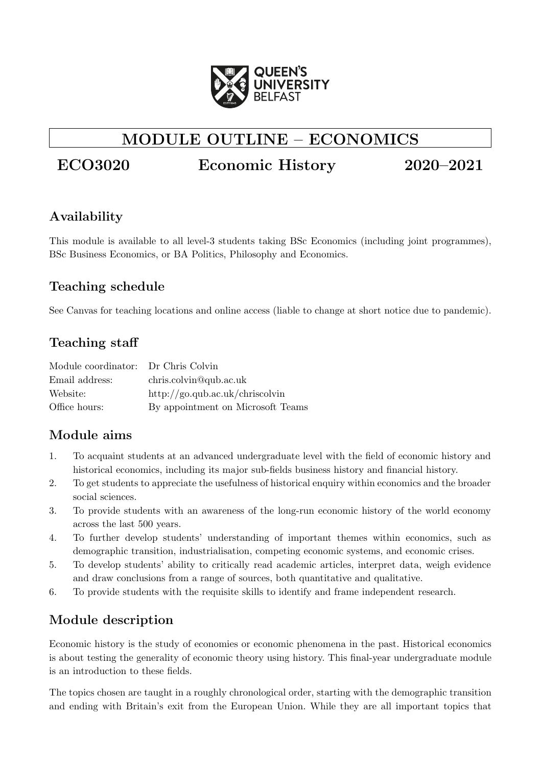# MODULE OUTLINE – ECONOMICS

## ECO3020 Economic History 2020–2021

## Availability

This module is available to all level-3 students taking BSc Economics (including joint programmes), BSc Business Economics, or BA Politics, Philosophy and Economics.

## Teaching schedule

See Canvas for teaching locations and online access (liable to change at short notice due to pandemic).

## Teaching staff

| | |
|---|---|
| Module coordinator: | Dr Chris Colvin |
| Email address: | chris.colvin@qub.ac.uk |
| Website: | http://go.qub.ac.uk/chriscolvin |
| Office hours: | By appointment on Microsoft Teams |

## Module aims

1. To acquaint students at an advanced undergraduate level with the field of economic history and historical economics, including its major sub-fields business history and financial history.
2. To get students to appreciate the usefulness of historical enquiry within economics and the broader social sciences.
3. To provide students with an awareness of the long-run economic history of the world economy across the last 500 years.
4. To further develop students' understanding of important themes within economics, such as demographic transition, industrialisation, competing economic systems, and economic crises.
5. To develop students' ability to critically read academic articles, interpret data, weigh evidence and draw conclusions from a range of sources, both quantitative and qualitative.
6. To provide students with the requisite skills to identify and frame independent research.

## Module description

Economic history is the study of economies or economic phenomena in the past. Historical economics is about testing the generality of economic theory using history. This final-year undergraduate module is an introduction to these fields.

The topics chosen are taught in a roughly chronological order, starting with the demographic transition and ending with Britain's exit from the European Union. While they are all important topics that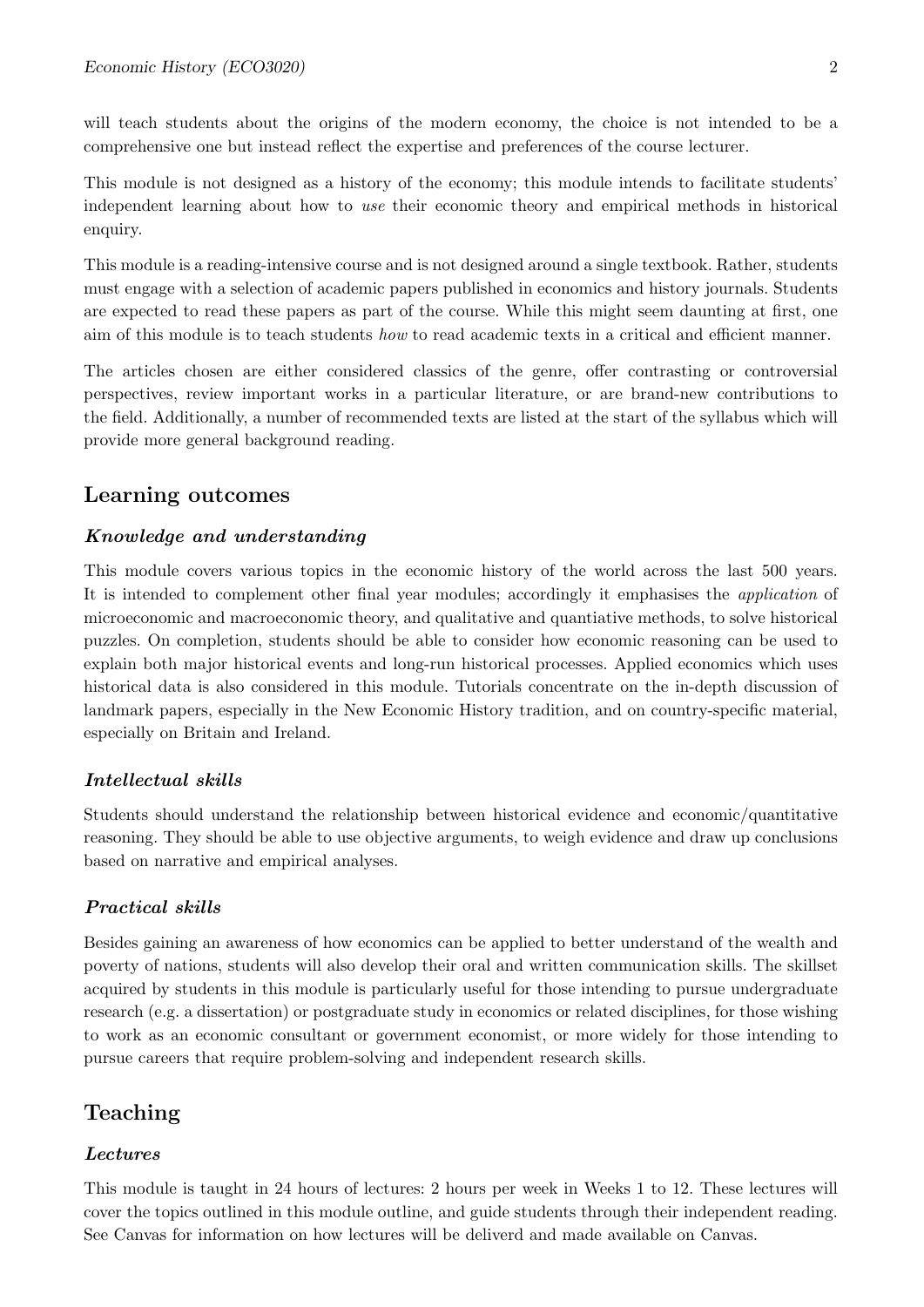will teach students about the origins of the modern economy, the choice is not intended to be a comprehensive one but instead reflect the expertise and preferences of the course lecturer.

This module is not designed as a history of the economy; this module intends to facilitate students' independent learning about how to *use* their economic theory and empirical methods in historical enquiry.

This module is a reading-intensive course and is not designed around a single textbook. Rather, students must engage with a selection of academic papers published in economics and history journals. Students are expected to read these papers as part of the course. While this might seem daunting at first, one aim of this module is to teach students *how* to read academic texts in a critical and efficient manner.

The articles chosen are either considered classics of the genre, offer contrasting or controversial perspectives, review important works in a particular literature, or are brand-new contributions to the field. Additionally, a number of recommended texts are listed at the start of the syllabus which will provide more general background reading.

## Learning outcomes

### *Knowledge and understanding*

This module covers various topics in the economic history of the world across the last 500 years. It is intended to complement other final year modules; accordingly it emphasises the *application* of microeconomic and macroeconomic theory, and qualitative and quantiative methods, to solve historical puzzles. On completion, students should be able to consider how economic reasoning can be used to explain both major historical events and long-run historical processes. Applied economics which uses historical data is also considered in this module. Tutorials concentrate on the in-depth discussion of landmark papers, especially in the New Economic History tradition, and on country-specific material, especially on Britain and Ireland.

### *Intellectual skills*

Students should understand the relationship between historical evidence and economic/quantitative reasoning. They should be able to use objective arguments, to weigh evidence and draw up conclusions based on narrative and empirical analyses.

### *Practical skills*

Besides gaining an awareness of how economics can be applied to better understand of the wealth and poverty of nations, students will also develop their oral and written communication skills. The skillset acquired by students in this module is particularly useful for those intending to pursue undergraduate research (e.g. a dissertation) or postgraduate study in economics or related disciplines, for those wishing to work as an economic consultant or government economist, or more widely for those intending to pursue careers that require problem-solving and independent research skills.

## Teaching

### *Lectures*

This module is taught in 24 hours of lectures: 2 hours per week in Weeks 1 to 12. These lectures will cover the topics outlined in this module outline, and guide students through their independent reading. See Canvas for information on how lectures will be deliverd and made available on Canvas.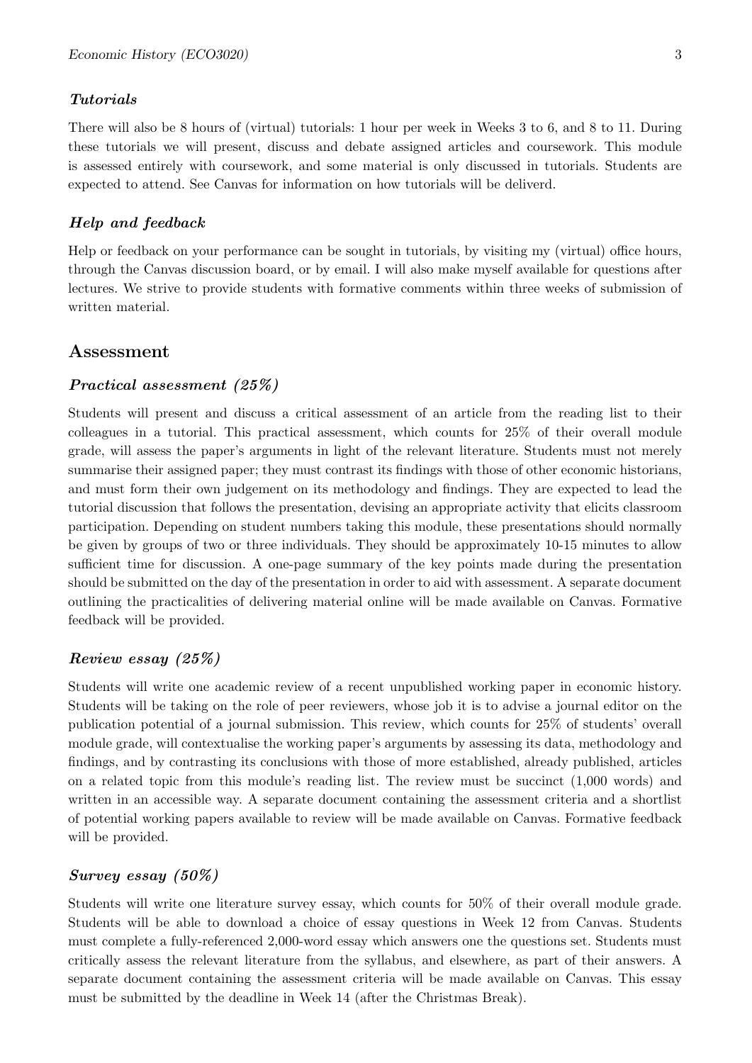### *Tutorials*

There will also be 8 hours of (virtual) tutorials: 1 hour per week in Weeks 3 to 6, and 8 to 11. During these tutorials we will present, discuss and debate assigned articles and coursework. This module is assessed entirely with coursework, and some material is only discussed in tutorials. Students are expected to attend. See Canvas for information on how tutorials will be deliverd.

### *Help and feedback*

Help or feedback on your performance can be sought in tutorials, by visiting my (virtual) office hours, through the Canvas discussion board, or by email. I will also make myself available for questions after lectures. We strive to provide students with formative comments within three weeks of submission of written material.

## Assessment

### *Practical assessment (25%)*

Students will present and discuss a critical assessment of an article from the reading list to their colleagues in a tutorial. This practical assessment, which counts for 25% of their overall module grade, will assess the paper's arguments in light of the relevant literature. Students must not merely summarise their assigned paper; they must contrast its findings with those of other economic historians, and must form their own judgement on its methodology and findings. They are expected to lead the tutorial discussion that follows the presentation, devising an appropriate activity that elicits classroom participation. Depending on student numbers taking this module, these presentations should normally be given by groups of two or three individuals. They should be approximately 10-15 minutes to allow sufficient time for discussion. A one-page summary of the key points made during the presentation should be submitted on the day of the presentation in order to aid with assessment. A separate document outlining the practicalities of delivering material online will be made available on Canvas. Formative feedback will be provided.

### *Review essay (25%)*

Students will write one academic review of a recent unpublished working paper in economic history. Students will be taking on the role of peer reviewers, whose job it is to advise a journal editor on the publication potential of a journal submission. This review, which counts for 25% of students' overall module grade, will contextualise the working paper's arguments by assessing its data, methodology and findings, and by contrasting its conclusions with those of more established, already published, articles on a related topic from this module's reading list. The review must be succinct (1,000 words) and written in an accessible way. A separate document containing the assessment criteria and a shortlist of potential working papers available to review will be made available on Canvas. Formative feedback will be provided.

### *Survey essay (50%)*

Students will write one literature survey essay, which counts for 50% of their overall module grade. Students will be able to download a choice of essay questions in Week 12 from Canvas. Students must complete a fully-referenced 2,000-word essay which answers one the questions set. Students must critically assess the relevant literature from the syllabus, and elsewhere, as part of their answers. A separate document containing the assessment criteria will be made available on Canvas. This essay must be submitted by the deadline in Week 14 (after the Christmas Break).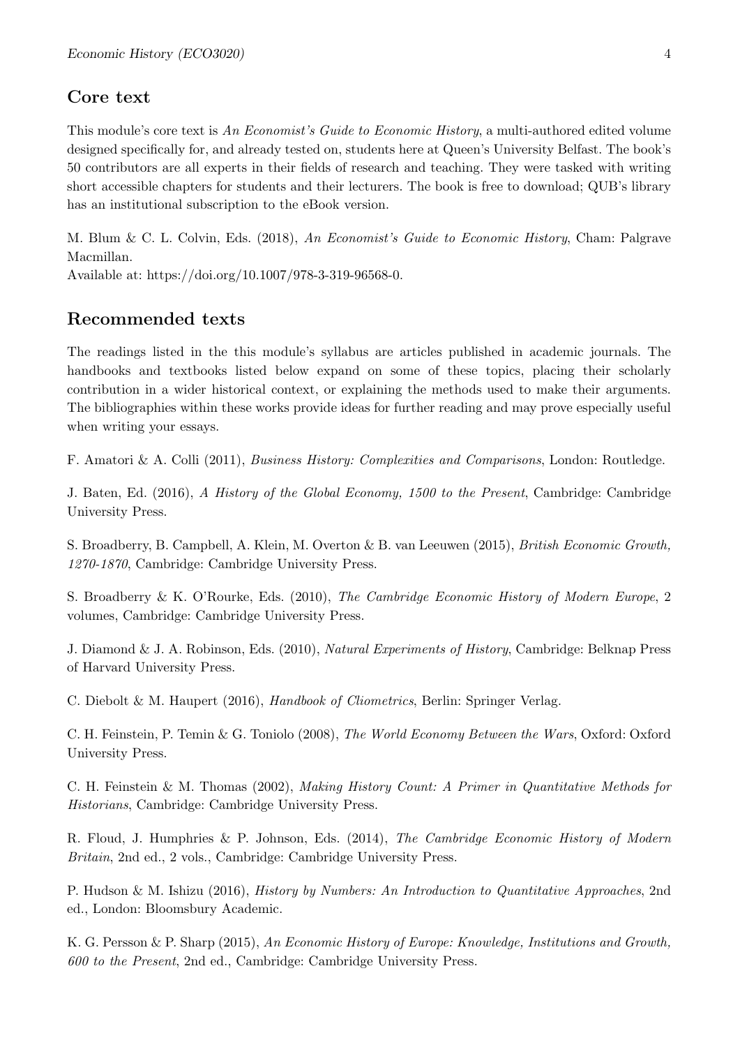## Core text

This module's core text is *An Economist's Guide to Economic History*, a multi-authored edited volume designed specifically for, and already tested on, students here at Queen's University Belfast. The book's 50 contributors are all experts in their fields of research and teaching. They were tasked with writing short accessible chapters for students and their lecturers. The book is free to download; QUB's library has an institutional subscription to the eBook version.

M. Blum & C. L. Colvin, Eds. (2018), *An Economist's Guide to Economic History*, Cham: Palgrave Macmillan.
Available at: https://doi.org/10.1007/978-3-319-96568-0.

## Recommended texts

The readings listed in the this module's syllabus are articles published in academic journals. The handbooks and textbooks listed below expand on some of these topics, placing their scholarly contribution in a wider historical context, or explaining the methods used to make their arguments. The bibliographies within these works provide ideas for further reading and may prove especially useful when writing your essays.

F. Amatori & A. Colli (2011), *Business History: Complexities and Comparisons*, London: Routledge.

J. Baten, Ed. (2016), *A History of the Global Economy, 1500 to the Present*, Cambridge: Cambridge University Press.

S. Broadberry, B. Campbell, A. Klein, M. Overton & B. van Leeuwen (2015), *British Economic Growth, 1270-1870*, Cambridge: Cambridge University Press.

S. Broadberry & K. O'Rourke, Eds. (2010), *The Cambridge Economic History of Modern Europe*, 2 volumes, Cambridge: Cambridge University Press.

J. Diamond & J. A. Robinson, Eds. (2010), *Natural Experiments of History*, Cambridge: Belknap Press of Harvard University Press.

C. Diebolt & M. Haupert (2016), *Handbook of Cliometrics*, Berlin: Springer Verlag.

C. H. Feinstein, P. Temin & G. Toniolo (2008), *The World Economy Between the Wars*, Oxford: Oxford University Press.

C. H. Feinstein & M. Thomas (2002), *Making History Count: A Primer in Quantitative Methods for Historians*, Cambridge: Cambridge University Press.

R. Floud, J. Humphries & P. Johnson, Eds. (2014), *The Cambridge Economic History of Modern Britain*, 2nd ed., 2 vols., Cambridge: Cambridge University Press.

P. Hudson & M. Ishizu (2016), *History by Numbers: An Introduction to Quantitative Approaches*, 2nd ed., London: Bloomsbury Academic.

K. G. Persson & P. Sharp (2015), *An Economic History of Europe: Knowledge, Institutions and Growth, 600 to the Present*, 2nd ed., Cambridge: Cambridge University Press.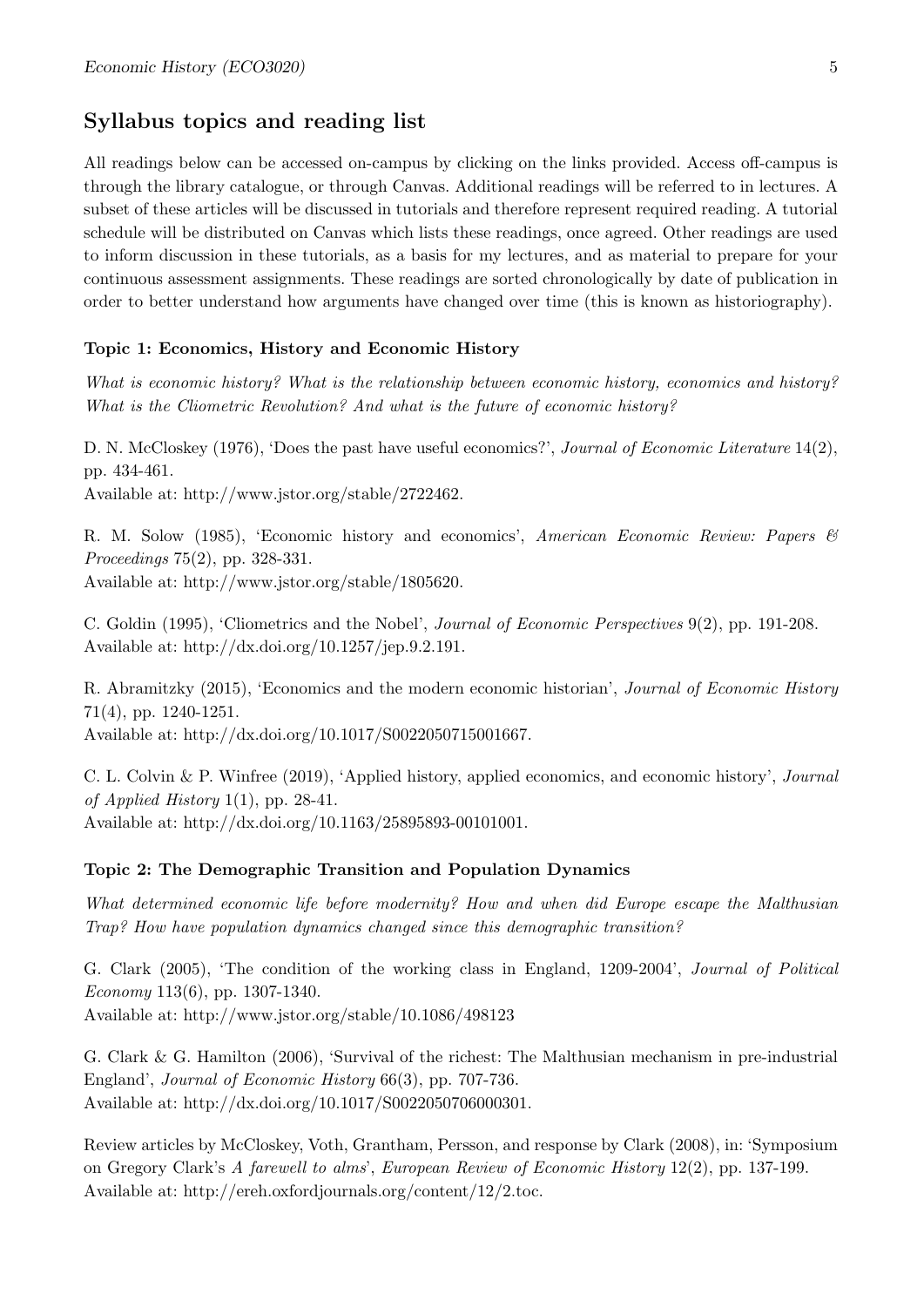## Syllabus topics and reading list

All readings below can be accessed on-campus by clicking on the links provided. Access off-campus is through the library catalogue, or through Canvas. Additional readings will be referred to in lectures. A subset of these articles will be discussed in tutorials and therefore represent required reading. A tutorial schedule will be distributed on Canvas which lists these readings, once agreed. Other readings are used to inform discussion in these tutorials, as a basis for my lectures, and as material to prepare for your continuous assessment assignments. These readings are sorted chronologically by date of publication in order to better understand how arguments have changed over time (this is known as historiography).

### Topic 1: Economics, History and Economic History

*What is economic history? What is the relationship between economic history, economics and history? What is the Cliometric Revolution? And what is the future of economic history?*

D. N. McCloskey (1976), 'Does the past have useful economics?', *Journal of Economic Literature* 14(2), pp. 434-461.
Available at: http://www.jstor.org/stable/2722462.

R. M. Solow (1985), 'Economic history and economics', *American Economic Review: Papers & Proceedings* 75(2), pp. 328-331.
Available at: http://www.jstor.org/stable/1805620.

C. Goldin (1995), 'Cliometrics and the Nobel', *Journal of Economic Perspectives* 9(2), pp. 191-208.
Available at: http://dx.doi.org/10.1257/jep.9.2.191.

R. Abramitzky (2015), 'Economics and the modern economic historian', *Journal of Economic History* 71(4), pp. 1240-1251.
Available at: http://dx.doi.org/10.1017/S0022050715001667.

C. L. Colvin & P. Winfree (2019), 'Applied history, applied economics, and economic history', *Journal of Applied History* 1(1), pp. 28-41.
Available at: http://dx.doi.org/10.1163/25895893-00101001.

### Topic 2: The Demographic Transition and Population Dynamics

*What determined economic life before modernity? How and when did Europe escape the Malthusian Trap? How have population dynamics changed since this demographic transition?*

G. Clark (2005), 'The condition of the working class in England, 1209-2004', *Journal of Political Economy* 113(6), pp. 1307-1340.
Available at: http://www.jstor.org/stable/10.1086/498123

G. Clark & G. Hamilton (2006), 'Survival of the richest: The Malthusian mechanism in pre-industrial England', *Journal of Economic History* 66(3), pp. 707-736.
Available at: http://dx.doi.org/10.1017/S0022050706000301.

Review articles by McCloskey, Voth, Grantham, Persson, and response by Clark (2008), in: 'Symposium on Gregory Clark's *A farewell to alms*', *European Review of Economic History* 12(2), pp. 137-199.
Available at: http://ereh.oxfordjournals.org/content/12/2.toc.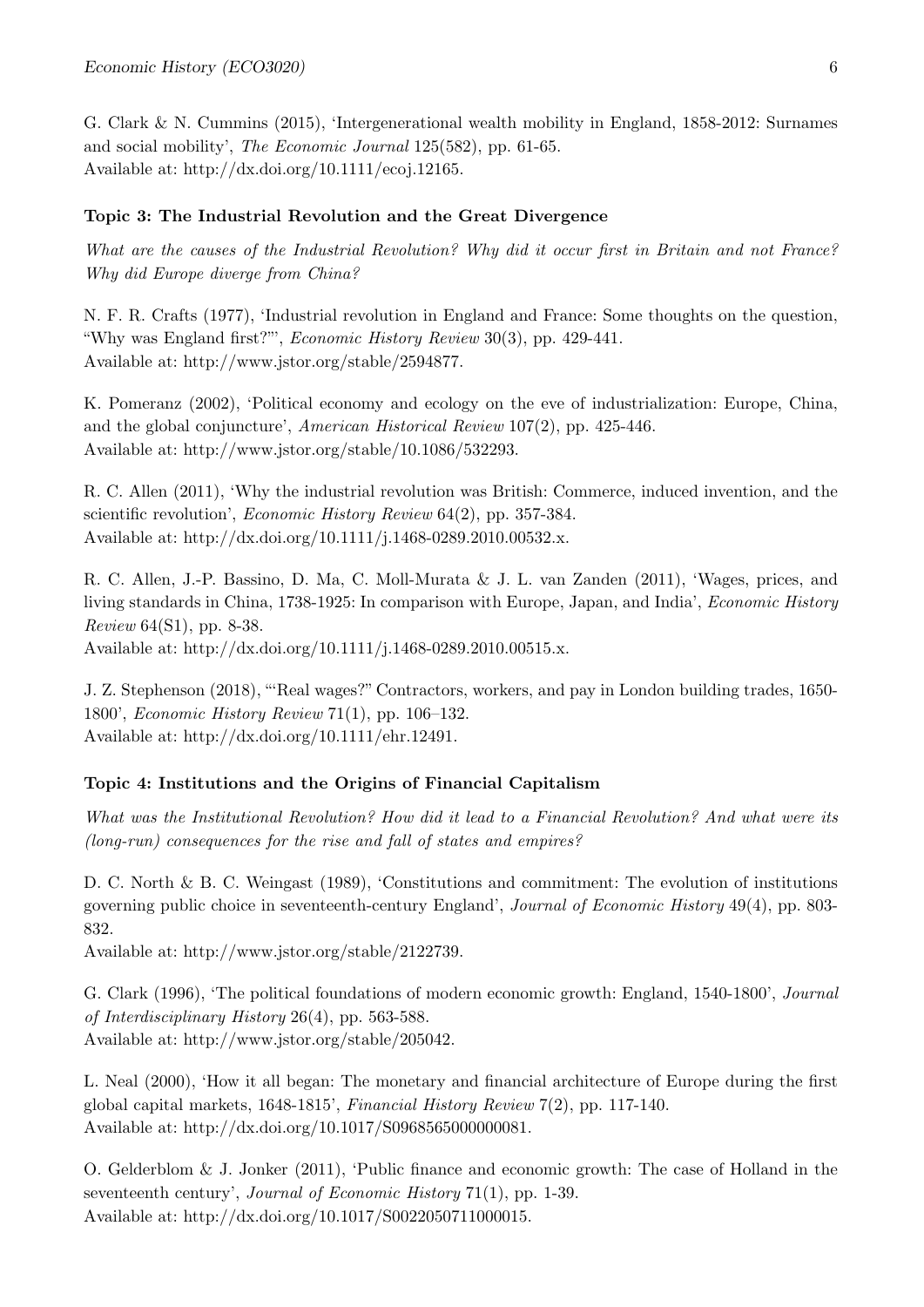G. Clark & N. Cummins (2015), 'Intergenerational wealth mobility in England, 1858-2012: Surnames and social mobility', *The Economic Journal* 125(582), pp. 61-65.
Available at: http://dx.doi.org/10.1111/ecoj.12165.

**Topic 3: The Industrial Revolution and the Great Divergence**

*What are the causes of the Industrial Revolution? Why did it occur first in Britain and not France? Why did Europe diverge from China?*

N. F. R. Crafts (1977), 'Industrial revolution in England and France: Some thoughts on the question, "Why was England first?"', *Economic History Review* 30(3), pp. 429-441.
Available at: http://www.jstor.org/stable/2594877.

K. Pomeranz (2002), 'Political economy and ecology on the eve of industrialization: Europe, China, and the global conjuncture', *American Historical Review* 107(2), pp. 425-446.
Available at: http://www.jstor.org/stable/10.1086/532293.

R. C. Allen (2011), 'Why the industrial revolution was British: Commerce, induced invention, and the scientific revolution', *Economic History Review* 64(2), pp. 357-384.
Available at: http://dx.doi.org/10.1111/j.1468-0289.2010.00532.x.

R. C. Allen, J.-P. Bassino, D. Ma, C. Moll-Murata & J. L. van Zanden (2011), 'Wages, prices, and living standards in China, 1738-1925: In comparison with Europe, Japan, and India', *Economic History Review* 64(S1), pp. 8-38.
Available at: http://dx.doi.org/10.1111/j.1468-0289.2010.00515.x.

J. Z. Stephenson (2018), '"Real wages?" Contractors, workers, and pay in London building trades, 1650-1800', *Economic History Review* 71(1), pp. 106–132.
Available at: http://dx.doi.org/10.1111/ehr.12491.

**Topic 4: Institutions and the Origins of Financial Capitalism**

*What was the Institutional Revolution? How did it lead to a Financial Revolution? And what were its (long-run) consequences for the rise and fall of states and empires?*

D. C. North & B. C. Weingast (1989), 'Constitutions and commitment: The evolution of institutions governing public choice in seventeenth-century England', *Journal of Economic History* 49(4), pp. 803-832.
Available at: http://www.jstor.org/stable/2122739.

G. Clark (1996), 'The political foundations of modern economic growth: England, 1540-1800', *Journal of Interdisciplinary History* 26(4), pp. 563-588.
Available at: http://www.jstor.org/stable/205042.

L. Neal (2000), 'How it all began: The monetary and financial architecture of Europe during the first global capital markets, 1648-1815', *Financial History Review* 7(2), pp. 117-140.
Available at: http://dx.doi.org/10.1017/S0968565000000081.

O. Gelderblom & J. Jonker (2011), 'Public finance and economic growth: The case of Holland in the seventeenth century', *Journal of Economic History* 71(1), pp. 1-39.
Available at: http://dx.doi.org/10.1017/S0022050711000015.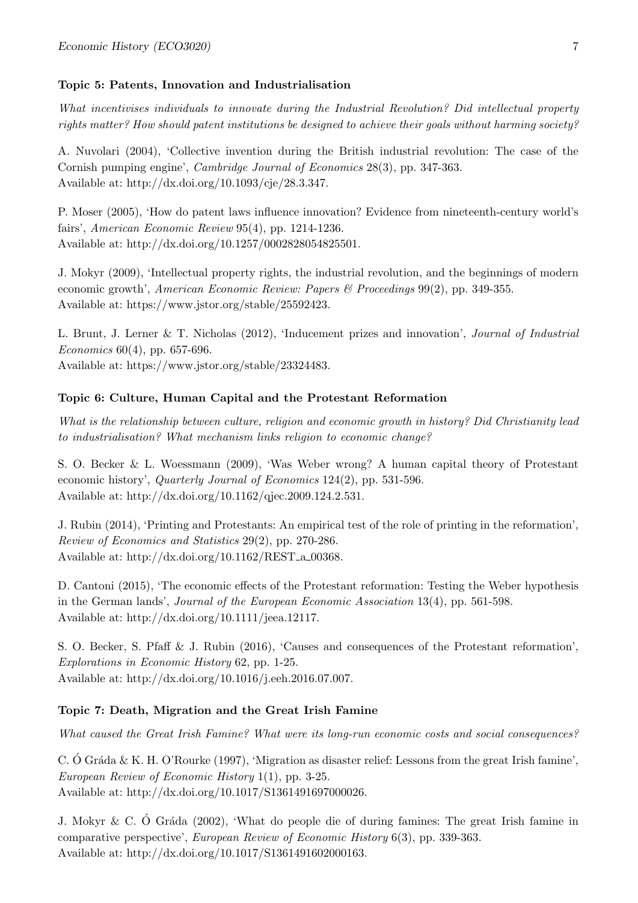**Topic 5: Patents, Innovation and Industrialisation**

*What incentivises individuals to innovate during the Industrial Revolution? Did intellectual property rights matter? How should patent institutions be designed to achieve their goals without harming society?*

A. Nuvolari (2004), 'Collective invention during the British industrial revolution: The case of the Cornish pumping engine', *Cambridge Journal of Economics* 28(3), pp. 347-363.
Available at: http://dx.doi.org/10.1093/cje/28.3.347.

P. Moser (2005), 'How do patent laws influence innovation? Evidence from nineteenth-century world's fairs', *American Economic Review* 95(4), pp. 1214-1236.
Available at: http://dx.doi.org/10.1257/0002828054825501.

J. Mokyr (2009), 'Intellectual property rights, the industrial revolution, and the beginnings of modern economic growth', *American Economic Review: Papers & Proceedings* 99(2), pp. 349-355.
Available at: https://www.jstor.org/stable/25592423.

L. Brunt, J. Lerner & T. Nicholas (2012), 'Inducement prizes and innovation', *Journal of Industrial Economics* 60(4), pp. 657-696.
Available at: https://www.jstor.org/stable/23324483.

**Topic 6: Culture, Human Capital and the Protestant Reformation**

*What is the relationship between culture, religion and economic growth in history? Did Christianity lead to industrialisation? What mechanism links religion to economic change?*

S. O. Becker & L. Woessmann (2009), 'Was Weber wrong? A human capital theory of Protestant economic history', *Quarterly Journal of Economics* 124(2), pp. 531-596.
Available at: http://dx.doi.org/10.1162/qjec.2009.124.2.531.

J. Rubin (2014), 'Printing and Protestants: An empirical test of the role of printing in the reformation', *Review of Economics and Statistics* 29(2), pp. 270-286.
Available at: http://dx.doi.org/10.1162/REST_a_00368.

D. Cantoni (2015), 'The economic effects of the Protestant reformation: Testing the Weber hypothesis in the German lands', *Journal of the European Economic Association* 13(4), pp. 561-598.
Available at: http://dx.doi.org/10.1111/jeea.12117.

S. O. Becker, S. Pfaff & J. Rubin (2016), 'Causes and consequences of the Protestant reformation', *Explorations in Economic History* 62, pp. 1-25.
Available at: http://dx.doi.org/10.1016/j.eeh.2016.07.007.

**Topic 7: Death, Migration and the Great Irish Famine**

*What caused the Great Irish Famine? What were its long-run economic costs and social consequences?*

C. Ó Gráda & K. H. O'Rourke (1997), 'Migration as disaster relief: Lessons from the great Irish famine', *European Review of Economic History* 1(1), pp. 3-25.
Available at: http://dx.doi.org/10.1017/S1361491697000026.

J. Mokyr & C. Ó Gráda (2002), 'What do people die of during famines: The great Irish famine in comparative perspective', *European Review of Economic History* 6(3), pp. 339-363.
Available at: http://dx.doi.org/10.1017/S1361491602000163.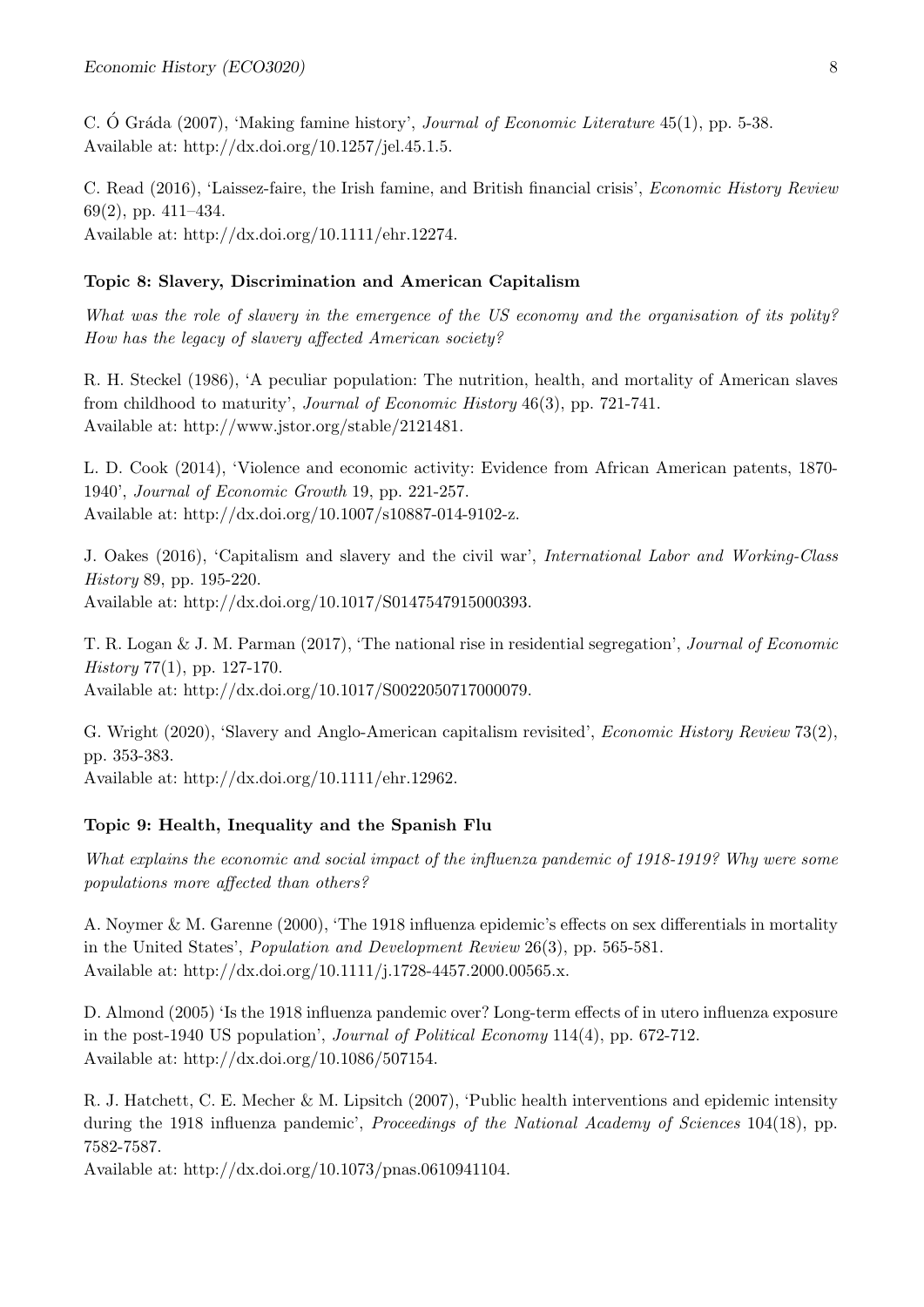C. Ó Gráda (2007), 'Making famine history', *Journal of Economic Literature* 45(1), pp. 5-38.
Available at: http://dx.doi.org/10.1257/jel.45.1.5.

C. Read (2016), 'Laissez-faire, the Irish famine, and British financial crisis', *Economic History Review* 69(2), pp. 411–434.
Available at: http://dx.doi.org/10.1111/ehr.12274.

**Topic 8: Slavery, Discrimination and American Capitalism**

*What was the role of slavery in the emergence of the US economy and the organisation of its polity? How has the legacy of slavery affected American society?*

R. H. Steckel (1986), 'A peculiar population: The nutrition, health, and mortality of American slaves from childhood to maturity', *Journal of Economic History* 46(3), pp. 721-741.
Available at: http://www.jstor.org/stable/2121481.

L. D. Cook (2014), 'Violence and economic activity: Evidence from African American patents, 1870-1940', *Journal of Economic Growth* 19, pp. 221-257.
Available at: http://dx.doi.org/10.1007/s10887-014-9102-z.

J. Oakes (2016), 'Capitalism and slavery and the civil war', *International Labor and Working-Class History* 89, pp. 195-220.
Available at: http://dx.doi.org/10.1017/S0147547915000393.

T. R. Logan & J. M. Parman (2017), 'The national rise in residential segregation', *Journal of Economic History* 77(1), pp. 127-170.
Available at: http://dx.doi.org/10.1017/S0022050717000079.

G. Wright (2020), 'Slavery and Anglo-American capitalism revisited', *Economic History Review* 73(2), pp. 353-383.
Available at: http://dx.doi.org/10.1111/ehr.12962.

**Topic 9: Health, Inequality and the Spanish Flu**

*What explains the economic and social impact of the influenza pandemic of 1918-1919? Why were some populations more affected than others?*

A. Noymer & M. Garenne (2000), 'The 1918 influenza epidemic's effects on sex differentials in mortality in the United States', *Population and Development Review* 26(3), pp. 565-581.
Available at: http://dx.doi.org/10.1111/j.1728-4457.2000.00565.x.

D. Almond (2005) 'Is the 1918 influenza pandemic over? Long-term effects of in utero influenza exposure in the post-1940 US population', *Journal of Political Economy* 114(4), pp. 672-712.
Available at: http://dx.doi.org/10.1086/507154.

R. J. Hatchett, C. E. Mecher & M. Lipsitch (2007), 'Public health interventions and epidemic intensity during the 1918 influenza pandemic', *Proceedings of the National Academy of Sciences* 104(18), pp. 7582-7587.
Available at: http://dx.doi.org/10.1073/pnas.0610941104.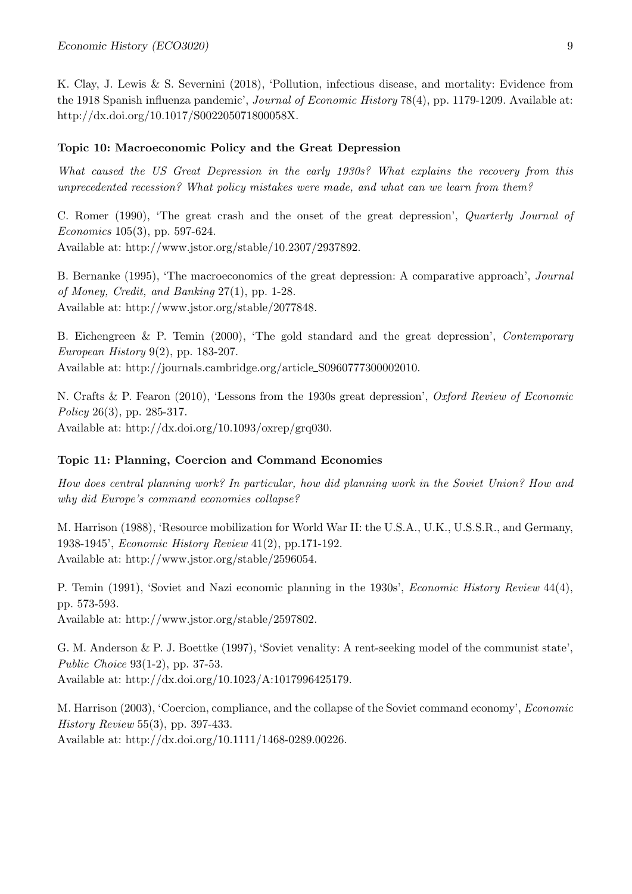K. Clay, J. Lewis & S. Severnini (2018), 'Pollution, infectious disease, and mortality: Evidence from the 1918 Spanish influenza pandemic', *Journal of Economic History* 78(4), pp. 1179-1209. Available at: http://dx.doi.org/10.1017/S002205071800058X.

### Topic 10: Macroeconomic Policy and the Great Depression

*What caused the US Great Depression in the early 1930s? What explains the recovery from this unprecedented recession? What policy mistakes were made, and what can we learn from them?*

C. Romer (1990), 'The great crash and the onset of the great depression', *Quarterly Journal of Economics* 105(3), pp. 597-624.
Available at: http://www.jstor.org/stable/10.2307/2937892.

B. Bernanke (1995), 'The macroeconomics of the great depression: A comparative approach', *Journal of Money, Credit, and Banking* 27(1), pp. 1-28.
Available at: http://www.jstor.org/stable/2077848.

B. Eichengreen & P. Temin (2000), 'The gold standard and the great depression', *Contemporary European History* 9(2), pp. 183-207.
Available at: http://journals.cambridge.org/article_S0960777300002010.

N. Crafts & P. Fearon (2010), 'Lessons from the 1930s great depression', *Oxford Review of Economic Policy* 26(3), pp. 285-317.
Available at: http://dx.doi.org/10.1093/oxrep/grq030.

### Topic 11: Planning, Coercion and Command Economies

*How does central planning work? In particular, how did planning work in the Soviet Union? How and why did Europe's command economies collapse?*

M. Harrison (1988), 'Resource mobilization for World War II: the U.S.A., U.K., U.S.S.R., and Germany, 1938-1945', *Economic History Review* 41(2), pp.171-192.
Available at: http://www.jstor.org/stable/2596054.

P. Temin (1991), 'Soviet and Nazi economic planning in the 1930s', *Economic History Review* 44(4), pp. 573-593.
Available at: http://www.jstor.org/stable/2597802.

G. M. Anderson & P. J. Boettke (1997), 'Soviet venality: A rent-seeking model of the communist state', *Public Choice* 93(1-2), pp. 37-53.
Available at: http://dx.doi.org/10.1023/A:1017996425179.

M. Harrison (2003), 'Coercion, compliance, and the collapse of the Soviet command economy', *Economic History Review* 55(3), pp. 397-433.
Available at: http://dx.doi.org/10.1111/1468-0289.00226.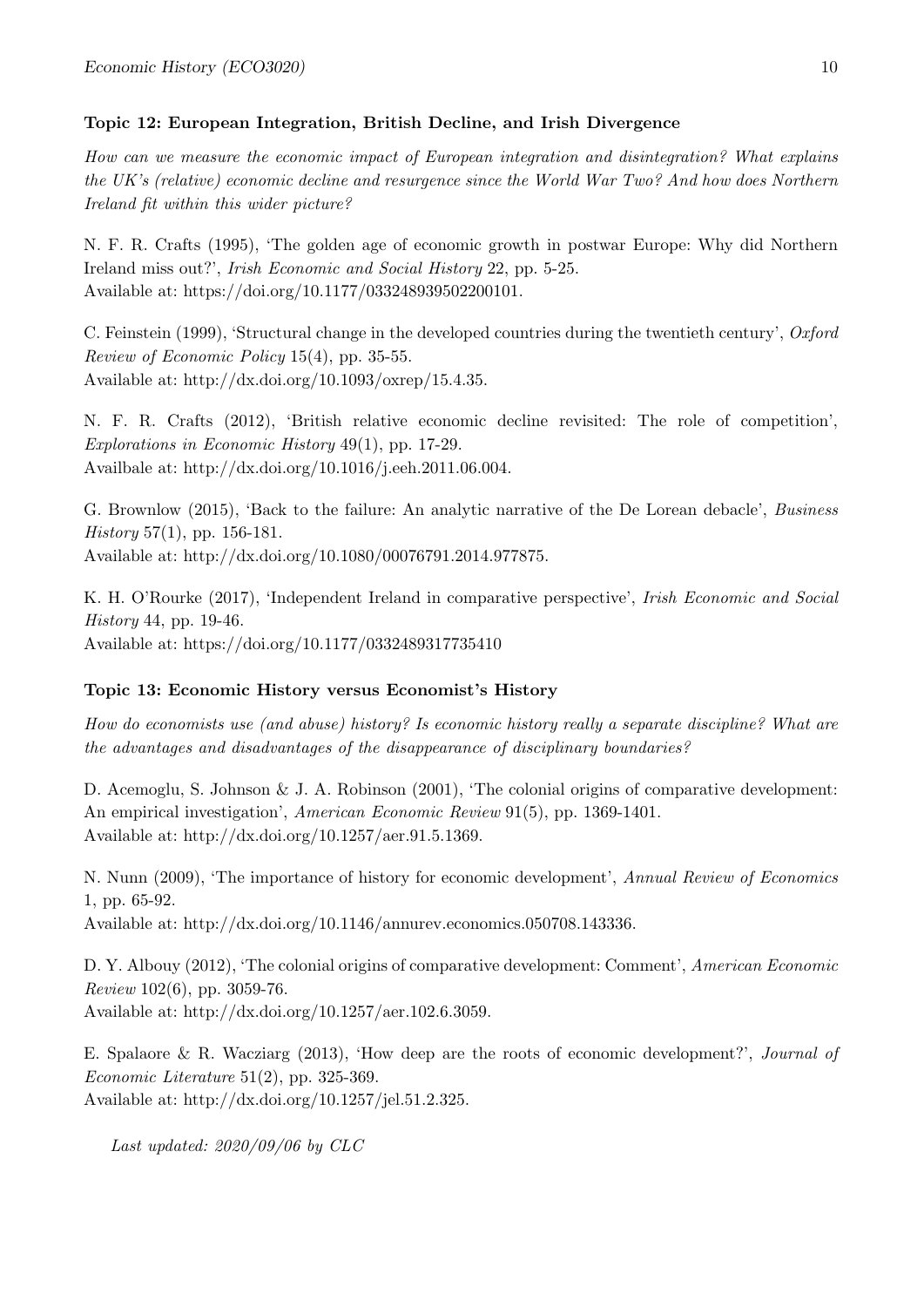### Topic 12: European Integration, British Decline, and Irish Divergence

*How can we measure the economic impact of European integration and disintegration? What explains the UK's (relative) economic decline and resurgence since the World War Two? And how does Northern Ireland fit within this wider picture?*

N. F. R. Crafts (1995), 'The golden age of economic growth in postwar Europe: Why did Northern Ireland miss out?', *Irish Economic and Social History* 22, pp. 5-25.
Available at: https://doi.org/10.1177/033248939502200101.

C. Feinstein (1999), 'Structural change in the developed countries during the twentieth century', *Oxford Review of Economic Policy* 15(4), pp. 35-55.
Available at: http://dx.doi.org/10.1093/oxrep/15.4.35.

N. F. R. Crafts (2012), 'British relative economic decline revisited: The role of competition', *Explorations in Economic History* 49(1), pp. 17-29.
Availbale at: http://dx.doi.org/10.1016/j.eeh.2011.06.004.

G. Brownlow (2015), 'Back to the failure: An analytic narrative of the De Lorean debacle', *Business History* 57(1), pp. 156-181.
Available at: http://dx.doi.org/10.1080/00076791.2014.977875.

K. H. O'Rourke (2017), 'Independent Ireland in comparative perspective', *Irish Economic and Social History* 44, pp. 19-46.
Available at: https://doi.org/10.1177/0332489317735410

### Topic 13: Economic History versus Economist's History

*How do economists use (and abuse) history? Is economic history really a separate discipline? What are the advantages and disadvantages of the disappearance of disciplinary boundaries?*

D. Acemoglu, S. Johnson & J. A. Robinson (2001), 'The colonial origins of comparative development: An empirical investigation', *American Economic Review* 91(5), pp. 1369-1401.
Available at: http://dx.doi.org/10.1257/aer.91.5.1369.

N. Nunn (2009), 'The importance of history for economic development', *Annual Review of Economics* 1, pp. 65-92.
Available at: http://dx.doi.org/10.1146/annurev.economics.050708.143336.

D. Y. Albouy (2012), 'The colonial origins of comparative development: Comment', *American Economic Review* 102(6), pp. 3059-76.
Available at: http://dx.doi.org/10.1257/aer.102.6.3059.

E. Spalaore & R. Wacziarg (2013), 'How deep are the roots of economic development?', *Journal of Economic Literature* 51(2), pp. 325-369.
Available at: http://dx.doi.org/10.1257/jel.51.2.325.

*Last updated: 2020/09/06 by CLC*